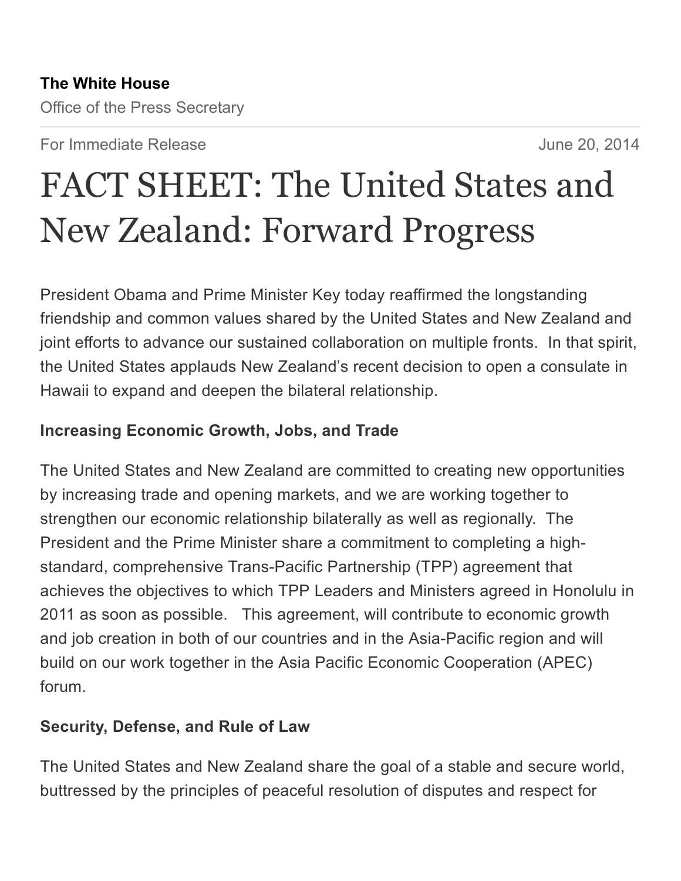**The White House**

Office of the Press Secretary

For Immediate Release June 20, 2014

# FACT SHEET: The United States and New Zealand: Forward Progress

President Obama and Prime Minister Key today reaffirmed the longstanding friendship and common values shared by the United States and New Zealand and joint efforts to advance our sustained collaboration on multiple fronts. In that spirit, the United States applauds New Zealand's recent decision to open a consulate in Hawaii to expand and deepen the bilateral relationship.

**Increasing Economic Growth, Jobs, and Trade**

The United States and New Zealand are committed to creating new opportunities by increasing trade and opening markets, and we are working together to strengthen our economic relationship bilaterally as well as regionally. The President and the Prime Minister share a commitment to completing a high-standard, comprehensive Trans-Pacific Partnership (TPP) agreement that achieves the objectives to which TPP Leaders and Ministers agreed in Honolulu in 2011 as soon as possible. This agreement, will contribute to economic growth and job creation in both of our countries and in the Asia-Pacific region and will build on our work together in the Asia Pacific Economic Cooperation (APEC) forum.

**Security, Defense, and Rule of Law**

The United States and New Zealand share the goal of a stable and secure world, buttressed by the principles of peaceful resolution of disputes and respect for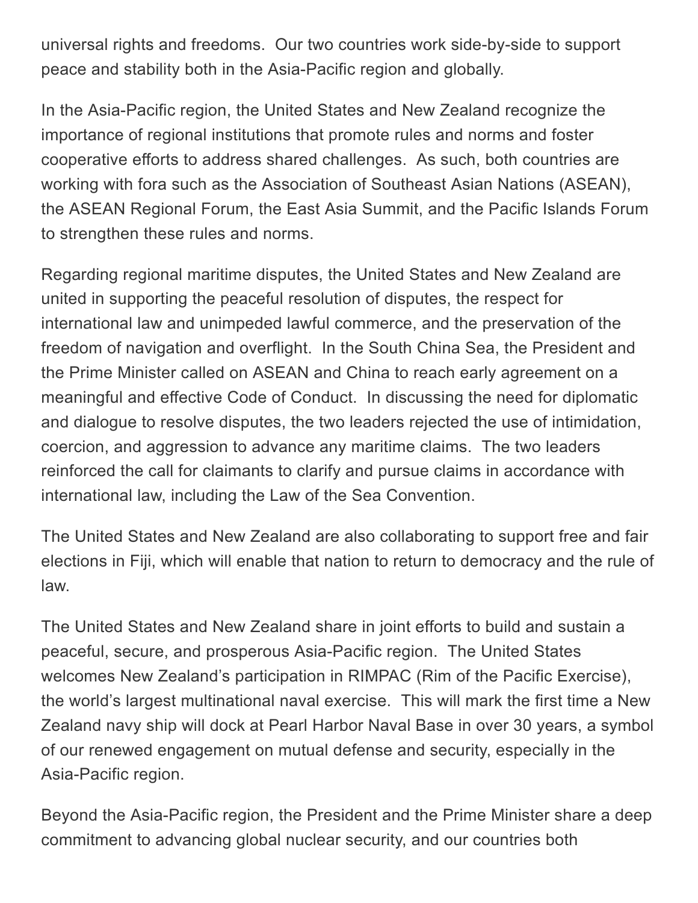universal rights and freedoms. Our two countries work side-by-side to support peace and stability both in the Asia-Pacific region and globally.

In the Asia-Pacific region, the United States and New Zealand recognize the importance of regional institutions that promote rules and norms and foster cooperative efforts to address shared challenges. As such, both countries are working with fora such as the Association of Southeast Asian Nations (ASEAN), the ASEAN Regional Forum, the East Asia Summit, and the Pacific Islands Forum to strengthen these rules and norms.

Regarding regional maritime disputes, the United States and New Zealand are united in supporting the peaceful resolution of disputes, the respect for international law and unimpeded lawful commerce, and the preservation of the freedom of navigation and overflight. In the South China Sea, the President and the Prime Minister called on ASEAN and China to reach early agreement on a meaningful and effective Code of Conduct. In discussing the need for diplomatic and dialogue to resolve disputes, the two leaders rejected the use of intimidation, coercion, and aggression to advance any maritime claims. The two leaders reinforced the call for claimants to clarify and pursue claims in accordance with international law, including the Law of the Sea Convention.

The United States and New Zealand are also collaborating to support free and fair elections in Fiji, which will enable that nation to return to democracy and the rule of law.

The United States and New Zealand share in joint efforts to build and sustain a peaceful, secure, and prosperous Asia-Pacific region. The United States welcomes New Zealand's participation in RIMPAC (Rim of the Pacific Exercise), the world's largest multinational naval exercise. This will mark the first time a New Zealand navy ship will dock at Pearl Harbor Naval Base in over 30 years, a symbol of our renewed engagement on mutual defense and security, especially in the Asia-Pacific region.

Beyond the Asia-Pacific region, the President and the Prime Minister share a deep commitment to advancing global nuclear security, and our countries both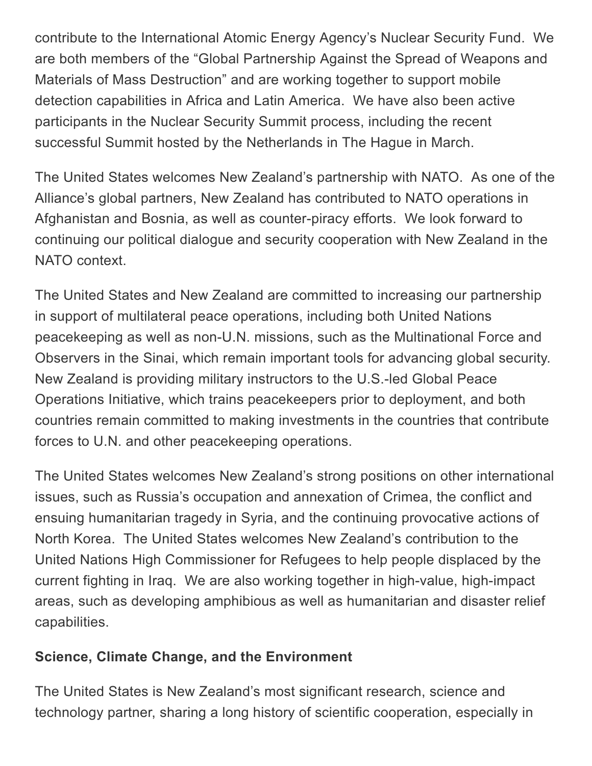contribute to the International Atomic Energy Agency's Nuclear Security Fund. We are both members of the "Global Partnership Against the Spread of Weapons and Materials of Mass Destruction" and are working together to support mobile detection capabilities in Africa and Latin America. We have also been active participants in the Nuclear Security Summit process, including the recent successful Summit hosted by the Netherlands in The Hague in March.

The United States welcomes New Zealand's partnership with NATO. As one of the Alliance's global partners, New Zealand has contributed to NATO operations in Afghanistan and Bosnia, as well as counter-piracy efforts. We look forward to continuing our political dialogue and security cooperation with New Zealand in the NATO context.

The United States and New Zealand are committed to increasing our partnership in support of multilateral peace operations, including both United Nations peacekeeping as well as non-U.N. missions, such as the Multinational Force and Observers in the Sinai, which remain important tools for advancing global security. New Zealand is providing military instructors to the U.S.-led Global Peace Operations Initiative, which trains peacekeepers prior to deployment, and both countries remain committed to making investments in the countries that contribute forces to U.N. and other peacekeeping operations.

The United States welcomes New Zealand's strong positions on other international issues, such as Russia's occupation and annexation of Crimea, the conflict and ensuing humanitarian tragedy in Syria, and the continuing provocative actions of North Korea. The United States welcomes New Zealand's contribution to the United Nations High Commissioner for Refugees to help people displaced by the current fighting in Iraq. We are also working together in high-value, high-impact areas, such as developing amphibious as well as humanitarian and disaster relief capabilities.

**Science, Climate Change, and the Environment**

The United States is New Zealand's most significant research, science and technology partner, sharing a long history of scientific cooperation, especially in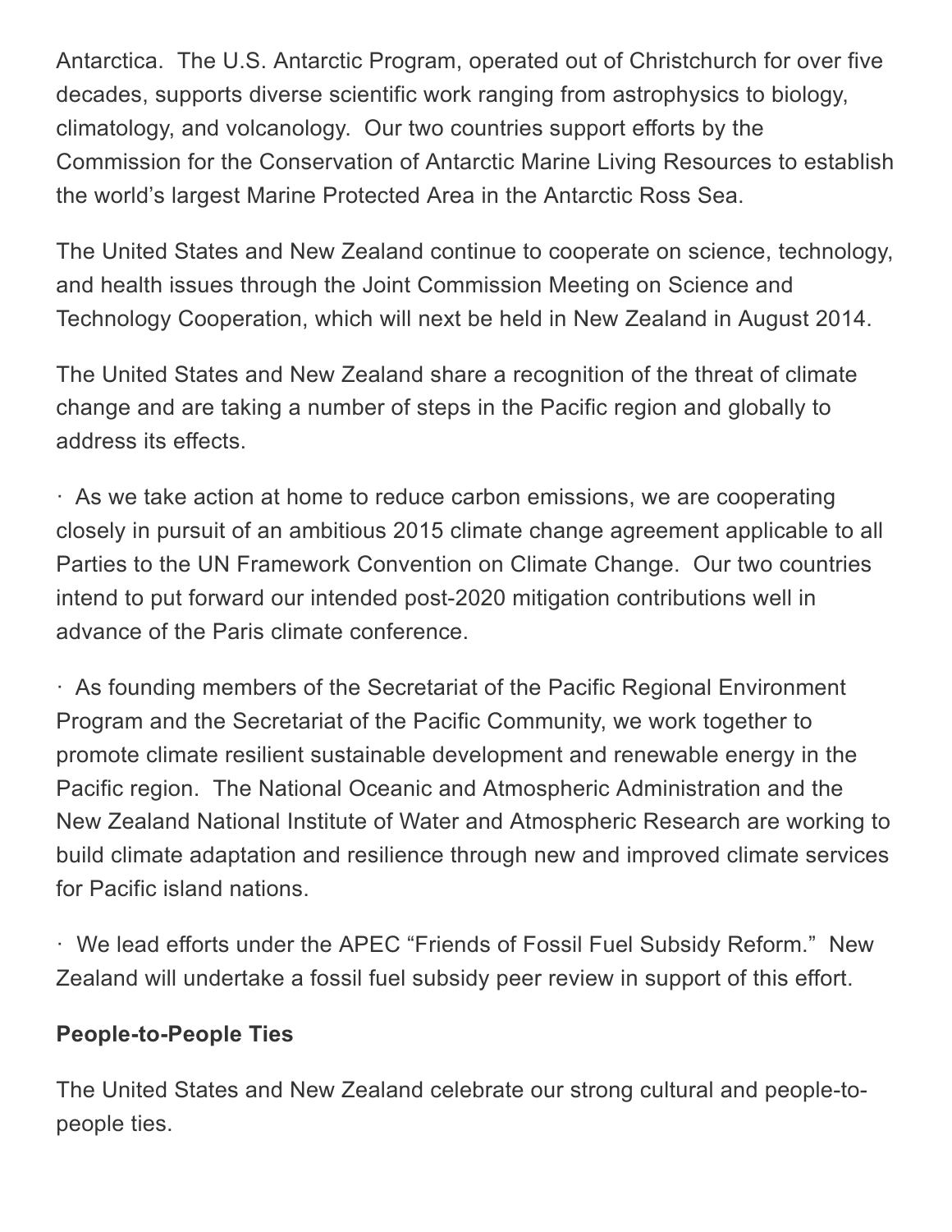Antarctica. The U.S. Antarctic Program, operated out of Christchurch for over five decades, supports diverse scientific work ranging from astrophysics to biology, climatology, and volcanology. Our two countries support efforts by the Commission for the Conservation of Antarctic Marine Living Resources to establish the world's largest Marine Protected Area in the Antarctic Ross Sea.

The United States and New Zealand continue to cooperate on science, technology, and health issues through the Joint Commission Meeting on Science and Technology Cooperation, which will next be held in New Zealand in August 2014.

The United States and New Zealand share a recognition of the threat of climate change and are taking a number of steps in the Pacific region and globally to address its effects.

· As we take action at home to reduce carbon emissions, we are cooperating closely in pursuit of an ambitious 2015 climate change agreement applicable to all Parties to the UN Framework Convention on Climate Change. Our two countries intend to put forward our intended post-2020 mitigation contributions well in advance of the Paris climate conference.

· As founding members of the Secretariat of the Pacific Regional Environment Program and the Secretariat of the Pacific Community, we work together to promote climate resilient sustainable development and renewable energy in the Pacific region. The National Oceanic and Atmospheric Administration and the New Zealand National Institute of Water and Atmospheric Research are working to build climate adaptation and resilience through new and improved climate services for Pacific island nations.

· We lead efforts under the APEC "Friends of Fossil Fuel Subsidy Reform." New Zealand will undertake a fossil fuel subsidy peer review in support of this effort.

**People-to-People Ties**

The United States and New Zealand celebrate our strong cultural and people-to-people ties.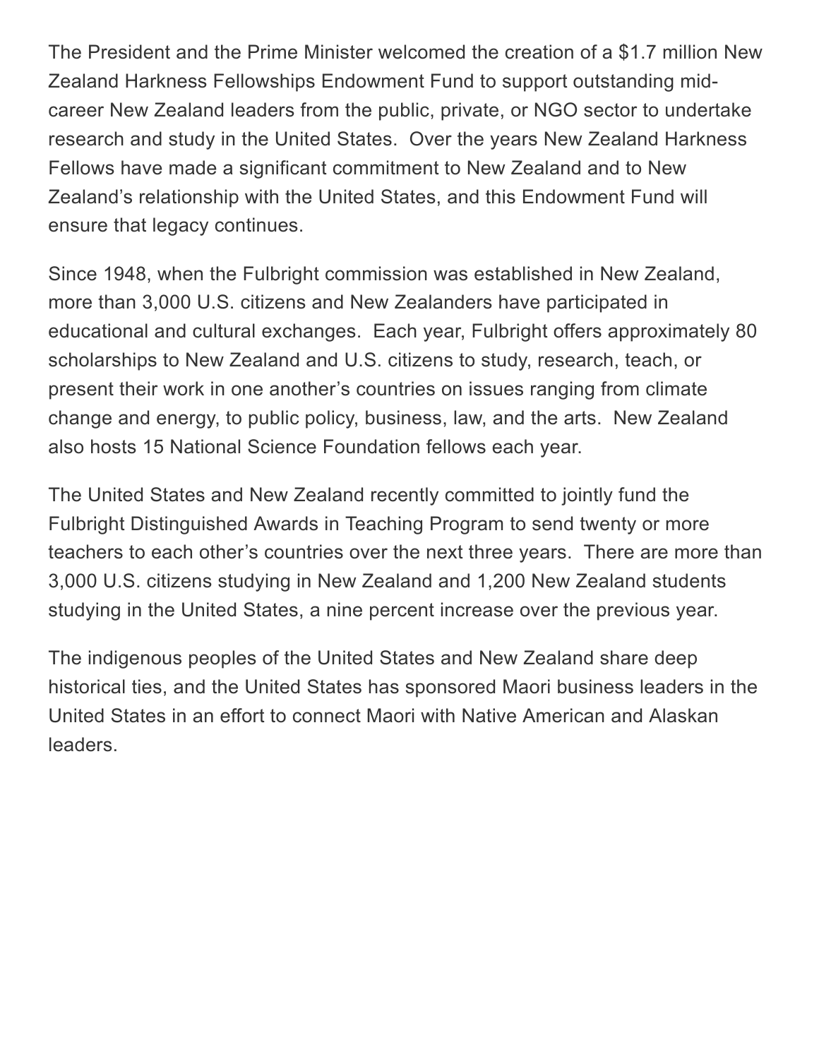The President and the Prime Minister welcomed the creation of a $1.7 million New Zealand Harkness Fellowships Endowment Fund to support outstanding mid-career New Zealand leaders from the public, private, or NGO sector to undertake research and study in the United States. Over the years New Zealand Harkness Fellows have made a significant commitment to New Zealand and to New Zealand's relationship with the United States, and this Endowment Fund will ensure that legacy continues.

Since 1948, when the Fulbright commission was established in New Zealand, more than 3,000 U.S. citizens and New Zealanders have participated in educational and cultural exchanges. Each year, Fulbright offers approximately 80 scholarships to New Zealand and U.S. citizens to study, research, teach, or present their work in one another's countries on issues ranging from climate change and energy, to public policy, business, law, and the arts. New Zealand also hosts 15 National Science Foundation fellows each year.

The United States and New Zealand recently committed to jointly fund the Fulbright Distinguished Awards in Teaching Program to send twenty or more teachers to each other's countries over the next three years. There are more than 3,000 U.S. citizens studying in New Zealand and 1,200 New Zealand students studying in the United States, a nine percent increase over the previous year.

The indigenous peoples of the United States and New Zealand share deep historical ties, and the United States has sponsored Maori business leaders in the United States in an effort to connect Maori with Native American and Alaskan leaders.